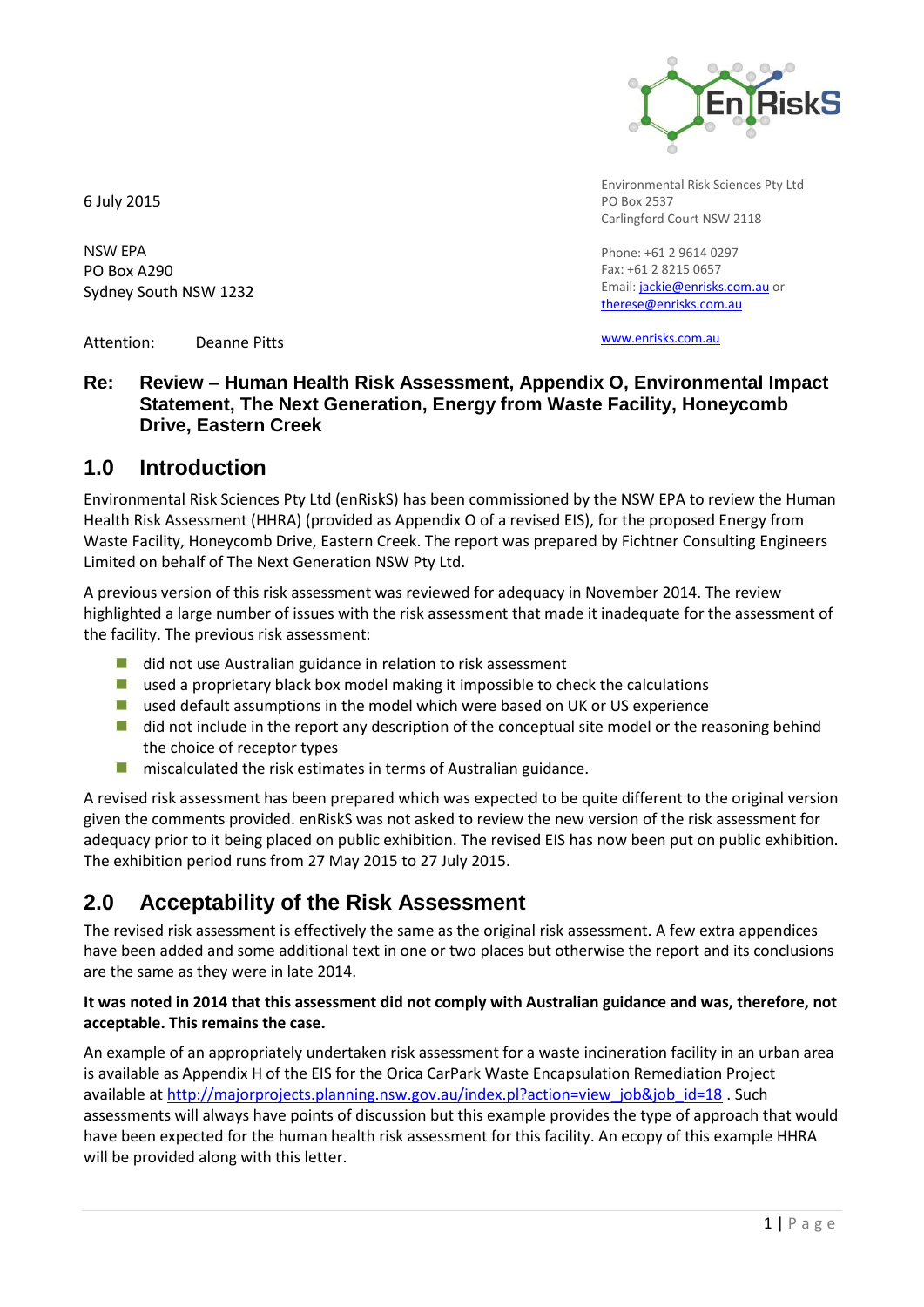6 July 2015

Environmental Risk Sciences Pty Ltd
PO Box 2537
Carlingford Court NSW 2118

Phone: +61 2 9614 0297
Fax: +61 2 8215 0657
Email: jackie@enrisks.com.au or therese@enrisks.com.au

www.enrisks.com.au

NSW EPA
PO Box A290
Sydney South NSW 1232

Attention: Deanne Pitts

**Re: Review – Human Health Risk Assessment, Appendix O, Environmental Impact Statement, The Next Generation, Energy from Waste Facility, Honeycomb Drive, Eastern Creek**

## 1.0 Introduction

Environmental Risk Sciences Pty Ltd (enRiskS) has been commissioned by the NSW EPA to review the Human Health Risk Assessment (HHRA) (provided as Appendix O of a revised EIS), for the proposed Energy from Waste Facility, Honeycomb Drive, Eastern Creek. The report was prepared by Fichtner Consulting Engineers Limited on behalf of The Next Generation NSW Pty Ltd.

A previous version of this risk assessment was reviewed for adequacy in November 2014. The review highlighted a large number of issues with the risk assessment that made it inadequate for the assessment of the facility. The previous risk assessment:

- did not use Australian guidance in relation to risk assessment
- used a proprietary black box model making it impossible to check the calculations
- used default assumptions in the model which were based on UK or US experience
- did not include in the report any description of the conceptual site model or the reasoning behind the choice of receptor types
- miscalculated the risk estimates in terms of Australian guidance.

A revised risk assessment has been prepared which was expected to be quite different to the original version given the comments provided. enRiskS was not asked to review the new version of the risk assessment for adequacy prior to it being placed on public exhibition. The revised EIS has now been put on public exhibition. The exhibition period runs from 27 May 2015 to 27 July 2015.

## 2.0 Acceptability of the Risk Assessment

The revised risk assessment is effectively the same as the original risk assessment. A few extra appendices have been added and some additional text in one or two places but otherwise the report and its conclusions are the same as they were in late 2014.

**It was noted in 2014 that this assessment did not comply with Australian guidance and was, therefore, not acceptable. This remains the case.**

An example of an appropriately undertaken risk assessment for a waste incineration facility in an urban area is available as Appendix H of the EIS for the Orica CarPark Waste Encapsulation Remediation Project available at http://majorprojects.planning.nsw.gov.au/index.pl?action=view_job&job_id=18 . Such assessments will always have points of discussion but this example provides the type of approach that would have been expected for the human health risk assessment for this facility. An ecopy of this example HHRA will be provided along with this letter.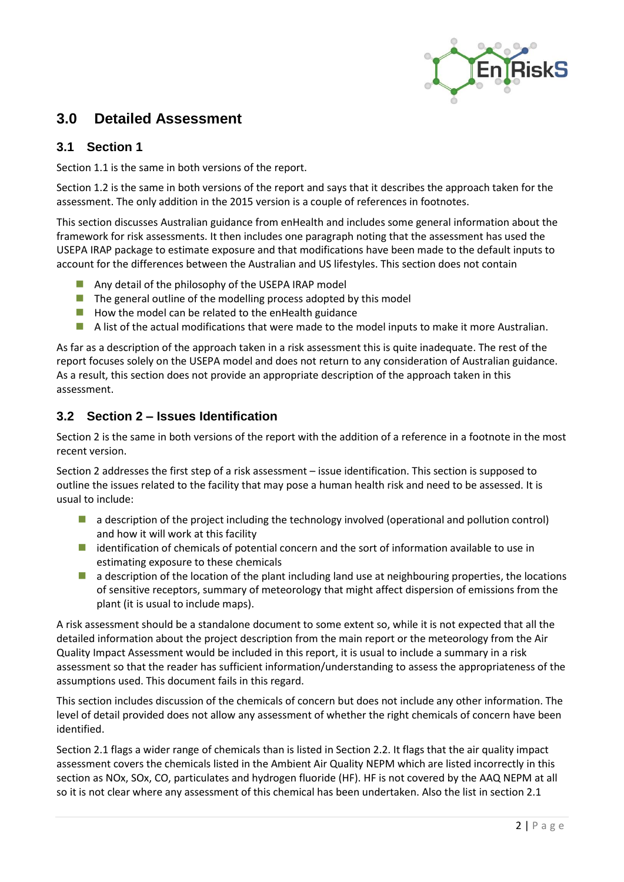# 3.0 Detailed Assessment

## 3.1 Section 1

Section 1.1 is the same in both versions of the report.

Section 1.2 is the same in both versions of the report and says that it describes the approach taken for the assessment. The only addition in the 2015 version is a couple of references in footnotes.

This section discusses Australian guidance from enHealth and includes some general information about the framework for risk assessments. It then includes one paragraph noting that the assessment has used the USEPA IRAP package to estimate exposure and that modifications have been made to the default inputs to account for the differences between the Australian and US lifestyles. This section does not contain

- Any detail of the philosophy of the USEPA IRAP model
- The general outline of the modelling process adopted by this model
- How the model can be related to the enHealth guidance
- A list of the actual modifications that were made to the model inputs to make it more Australian.

As far as a description of the approach taken in a risk assessment this is quite inadequate. The rest of the report focuses solely on the USEPA model and does not return to any consideration of Australian guidance. As a result, this section does not provide an appropriate description of the approach taken in this assessment.

## 3.2 Section 2 – Issues Identification

Section 2 is the same in both versions of the report with the addition of a reference in a footnote in the most recent version.

Section 2 addresses the first step of a risk assessment – issue identification. This section is supposed to outline the issues related to the facility that may pose a human health risk and need to be assessed. It is usual to include:

- a description of the project including the technology involved (operational and pollution control) and how it will work at this facility
- identification of chemicals of potential concern and the sort of information available to use in estimating exposure to these chemicals
- a description of the location of the plant including land use at neighbouring properties, the locations of sensitive receptors, summary of meteorology that might affect dispersion of emissions from the plant (it is usual to include maps).

A risk assessment should be a standalone document to some extent so, while it is not expected that all the detailed information about the project description from the main report or the meteorology from the Air Quality Impact Assessment would be included in this report, it is usual to include a summary in a risk assessment so that the reader has sufficient information/understanding to assess the appropriateness of the assumptions used. This document fails in this regard.

This section includes discussion of the chemicals of concern but does not include any other information. The level of detail provided does not allow any assessment of whether the right chemicals of concern have been identified.

Section 2.1 flags a wider range of chemicals than is listed in Section 2.2. It flags that the air quality impact assessment covers the chemicals listed in the Ambient Air Quality NEPM which are listed incorrectly in this section as NOx, SOx, CO, particulates and hydrogen fluoride (HF). HF is not covered by the AAQ NEPM at all so it is not clear where any assessment of this chemical has been undertaken. Also the list in section 2.1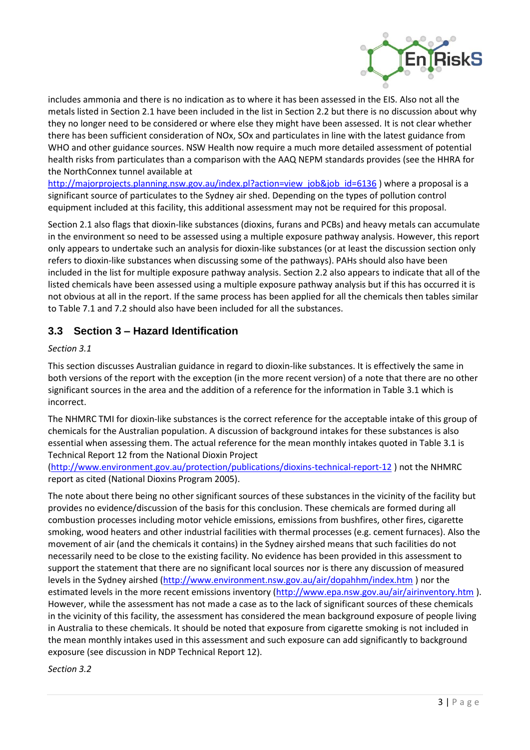includes ammonia and there is no indication as to where it has been assessed in the EIS. Also not all the metals listed in Section 2.1 have been included in the list in Section 2.2 but there is no discussion about why they no longer need to be considered or where else they might have been assessed. It is not clear whether there has been sufficient consideration of NOx, SOx and particulates in line with the latest guidance from WHO and other guidance sources. NSW Health now require a much more detailed assessment of potential health risks from particulates than a comparison with the AAQ NEPM standards provides (see the HHRA for the NorthConnex tunnel available at http://majorprojects.planning.nsw.gov.au/index.pl?action=view_job&job_id=6136 ) where a proposal is a significant source of particulates to the Sydney air shed. Depending on the types of pollution control equipment included at this facility, this additional assessment may not be required for this proposal.

Section 2.1 also flags that dioxin-like substances (dioxins, furans and PCBs) and heavy metals can accumulate in the environment so need to be assessed using a multiple exposure pathway analysis. However, this report only appears to undertake such an analysis for dioxin-like substances (or at least the discussion section only refers to dioxin-like substances when discussing some of the pathways). PAHs should also have been included in the list for multiple exposure pathway analysis. Section 2.2 also appears to indicate that all of the listed chemicals have been assessed using a multiple exposure pathway analysis but if this has occurred it is not obvious at all in the report. If the same process has been applied for all the chemicals then tables similar to Table 7.1 and 7.2 should also have been included for all the substances.

## 3.3 Section 3 – Hazard Identification

*Section 3.1*

This section discusses Australian guidance in regard to dioxin-like substances. It is effectively the same in both versions of the report with the exception (in the more recent version) of a note that there are no other significant sources in the area and the addition of a reference for the information in Table 3.1 which is incorrect.

The NHMRC TMI for dioxin-like substances is the correct reference for the acceptable intake of this group of chemicals for the Australian population. A discussion of background intakes for these substances is also essential when assessing them. The actual reference for the mean monthly intakes quoted in Table 3.1 is Technical Report 12 from the National Dioxin Project (http://www.environment.gov.au/protection/publications/dioxins-technical-report-12 ) not the NHMRC report as cited (National Dioxins Program 2005).

The note about there being no other significant sources of these substances in the vicinity of the facility but provides no evidence/discussion of the basis for this conclusion. These chemicals are formed during all combustion processes including motor vehicle emissions, emissions from bushfires, other fires, cigarette smoking, wood heaters and other industrial facilities with thermal processes (e.g. cement furnaces). Also the movement of air (and the chemicals it contains) in the Sydney airshed means that such facilities do not necessarily need to be close to the existing facility. No evidence has been provided in this assessment to support the statement that there are no significant local sources nor is there any discussion of measured levels in the Sydney airshed (http://www.environment.nsw.gov.au/air/dopahhm/index.htm ) nor the estimated levels in the more recent emissions inventory (http://www.epa.nsw.gov.au/air/airinventory.htm ). However, while the assessment has not made a case as to the lack of significant sources of these chemicals in the vicinity of this facility, the assessment has considered the mean background exposure of people living in Australia to these chemicals. It should be noted that exposure from cigarette smoking is not included in the mean monthly intakes used in this assessment and such exposure can add significantly to background exposure (see discussion in NDP Technical Report 12).

*Section 3.2*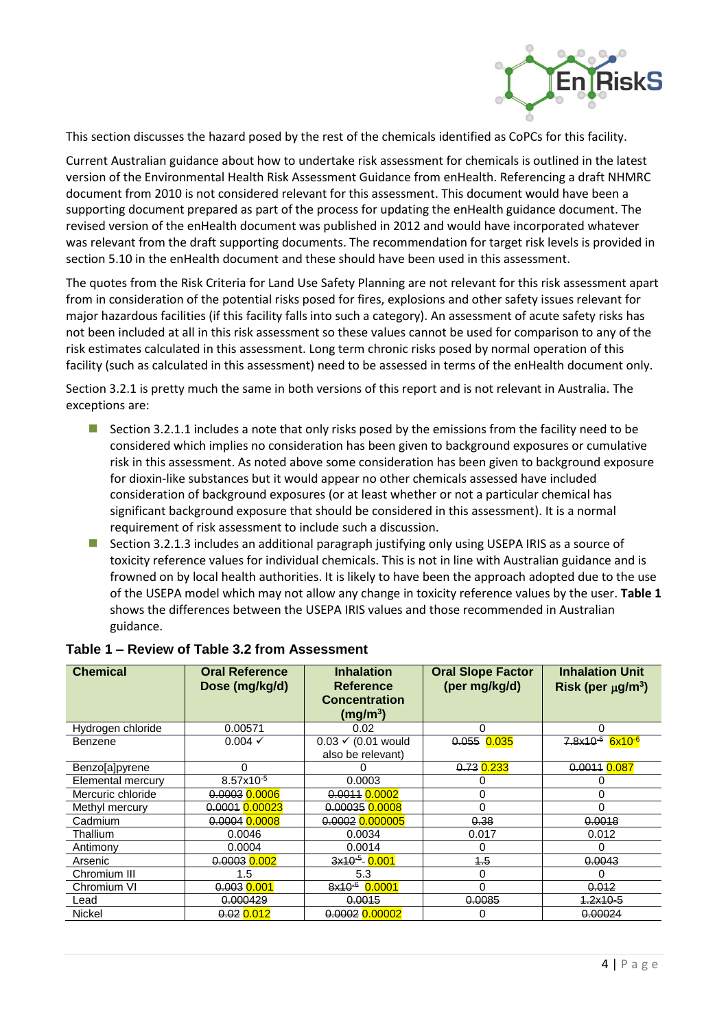This section discusses the hazard posed by the rest of the chemicals identified as CoPCs for this facility.

Current Australian guidance about how to undertake risk assessment for chemicals is outlined in the latest version of the Environmental Health Risk Assessment Guidance from enHealth. Referencing a draft NHMRC document from 2010 is not considered relevant for this assessment. This document would have been a supporting document prepared as part of the process for updating the enHealth guidance document. The revised version of the enHealth document was published in 2012 and would have incorporated whatever was relevant from the draft supporting documents. The recommendation for target risk levels is provided in section 5.10 in the enHealth document and these should have been used in this assessment.

The quotes from the Risk Criteria for Land Use Safety Planning are not relevant for this risk assessment apart from in consideration of the potential risks posed for fires, explosions and other safety issues relevant for major hazardous facilities (if this facility falls into such a category). An assessment of acute safety risks has not been included at all in this risk assessment so these values cannot be used for comparison to any of the risk estimates calculated in this assessment. Long term chronic risks posed by normal operation of this facility (such as calculated in this assessment) need to be assessed in terms of the enHealth document only.

Section 3.2.1 is pretty much the same in both versions of this report and is not relevant in Australia. The exceptions are:

- Section 3.2.1.1 includes a note that only risks posed by the emissions from the facility need to be considered which implies no consideration has been given to background exposures or cumulative risk in this assessment. As noted above some consideration has been given to background exposure for dioxin-like substances but it would appear no other chemicals assessed have included consideration of background exposures (or at least whether or not a particular chemical has significant background exposure that should be considered in this assessment). It is a normal requirement of risk assessment to include such a discussion.
- Section 3.2.1.3 includes an additional paragraph justifying only using USEPA IRIS as a source of toxicity reference values for individual chemicals. This is not in line with Australian guidance and is frowned on by local health authorities. It is likely to have been the approach adopted due to the use of the USEPA model which may not allow any change in toxicity reference values by the user. **Table 1** shows the differences between the USEPA IRIS values and those recommended in Australian guidance.

**Table 1 – Review of Table 3.2 from Assessment**

| Chemical | Oral Reference Dose (mg/kg/d) | Inhalation Reference Concentration ($mg/m^3$) | Oral Slope Factor (per mg/kg/d) | Inhalation Unit Risk (per $\mu g/m^3$) |
|---|---|---|---|---|
| Hydrogen chloride | 0.00571 | 0.02 | 0 | 0 |
| Benzene | 0.004 ✓ | 0.03 ✓ (0.01 would also be relevant) | ~~0.055~~ 0.035 | ~~$7.8x10^{-6}$~~ $6x10^{-6}$ |
| Benzo[a]pyrene | 0 | 0 | ~~0.73~~ 0.233 | ~~0.0011~~ 0.087 |
| Elemental mercury | $8.57x10^{-5}$ | 0.0003 | 0 | 0 |
| Mercuric chloride | ~~0.0003~~ 0.0006 | ~~0.0011~~ 0.0002 | 0 | 0 |
| Methyl mercury | ~~0.0001~~ 0.00023 | ~~0.00035~~ 0.0008 | 0 | 0 |
| Cadmium | ~~0.0004~~ 0.0008 | ~~0.0002~~ 0.000005 | ~~0.38~~ | ~~0.0018~~ |
| Thallium | 0.0046 | 0.0034 | 0.017 | 0.012 |
| Antimony | 0.0004 | 0.0014 | 0 | 0 |
| Arsenic | ~~0.0003~~ 0.002 | ~~$3x10^{-5}$~~ 0.001 | ~~1.5~~ | ~~0.0043~~ |
| Chromium III | 1.5 | 5.3 | 0 | 0 |
| Chromium VI | ~~0.003~~ 0.001 | ~~$8x10^{-6}$~~ 0.0001 | 0 | ~~0.012~~ |
| Lead | ~~0.000429~~ | ~~0.0015~~ | ~~0.0085~~ | ~~1.2x10-5~~ |
| Nickel | ~~0.02~~ 0.012 | ~~0.0002~~ 0.00002 | 0 | ~~0.00024~~ |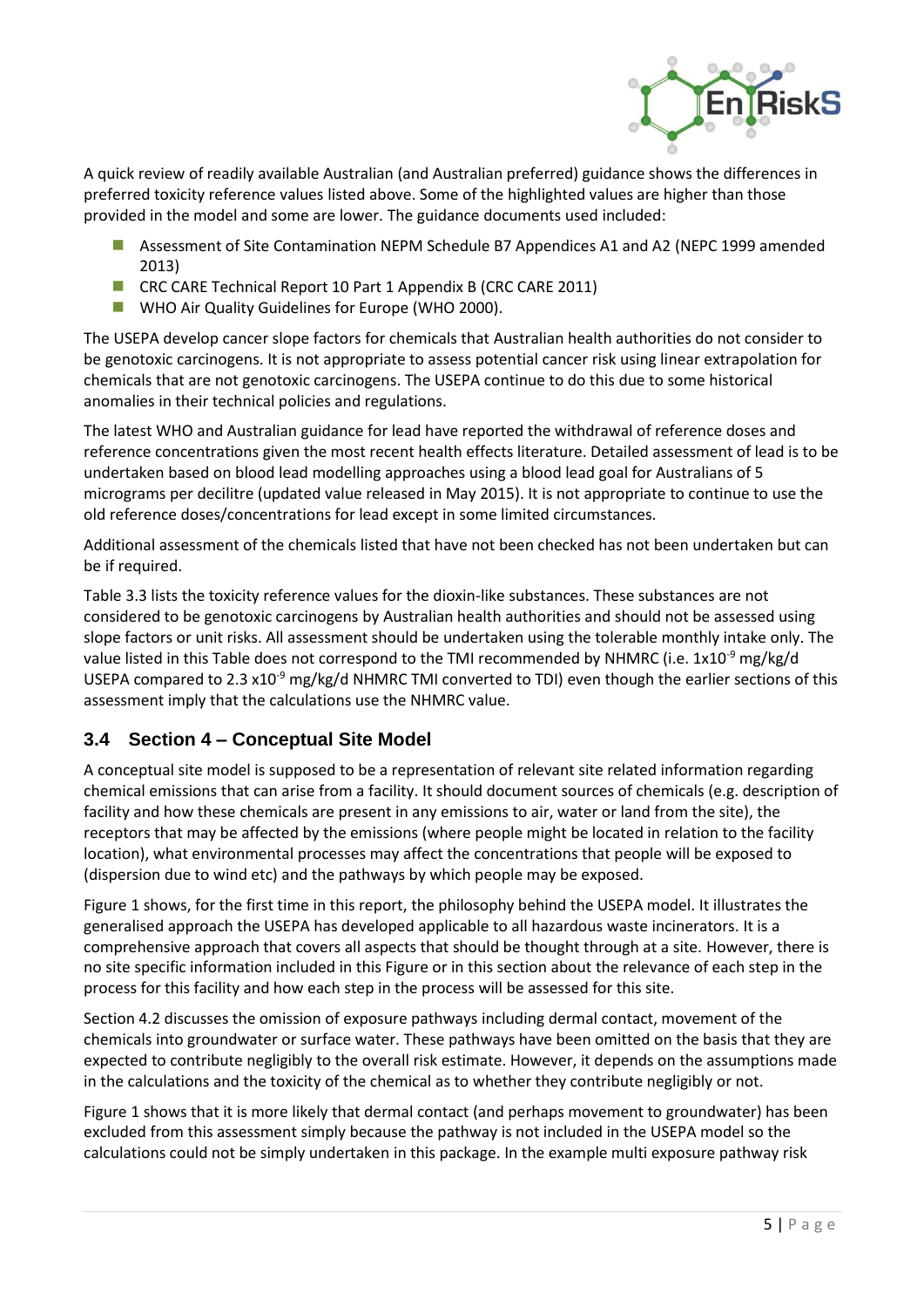A quick review of readily available Australian (and Australian preferred) guidance shows the differences in preferred toxicity reference values listed above. Some of the highlighted values are higher than those provided in the model and some are lower. The guidance documents used included:

- Assessment of Site Contamination NEPM Schedule B7 Appendices A1 and A2 (NEPC 1999 amended 2013)
- CRC CARE Technical Report 10 Part 1 Appendix B (CRC CARE 2011)
- WHO Air Quality Guidelines for Europe (WHO 2000).

The USEPA develop cancer slope factors for chemicals that Australian health authorities do not consider to be genotoxic carcinogens. It is not appropriate to assess potential cancer risk using linear extrapolation for chemicals that are not genotoxic carcinogens. The USEPA continue to do this due to some historical anomalies in their technical policies and regulations.

The latest WHO and Australian guidance for lead have reported the withdrawal of reference doses and reference concentrations given the most recent health effects literature. Detailed assessment of lead is to be undertaken based on blood lead modelling approaches using a blood lead goal for Australians of 5 micrograms per decilitre (updated value released in May 2015). It is not appropriate to continue to use the old reference doses/concentrations for lead except in some limited circumstances.

Additional assessment of the chemicals listed that have not been checked has not been undertaken but can be if required.

Table 3.3 lists the toxicity reference values for the dioxin-like substances. These substances are not considered to be genotoxic carcinogens by Australian health authorities and should not be assessed using slope factors or unit risks. All assessment should be undertaken using the tolerable monthly intake only. The value listed in this Table does not correspond to the TMI recommended by NHMRC (i.e. $1 \times 10^{-9}$ mg/kg/d USEPA compared to $2.3 \times 10^{-9}$ mg/kg/d NHMRC TMI converted to TDI) even though the earlier sections of this assessment imply that the calculations use the NHMRC value.

## 3.4 Section 4 – Conceptual Site Model

A conceptual site model is supposed to be a representation of relevant site related information regarding chemical emissions that can arise from a facility. It should document sources of chemicals (e.g. description of facility and how these chemicals are present in any emissions to air, water or land from the site), the receptors that may be affected by the emissions (where people might be located in relation to the facility location), what environmental processes may affect the concentrations that people will be exposed to (dispersion due to wind etc) and the pathways by which people may be exposed.

Figure 1 shows, for the first time in this report, the philosophy behind the USEPA model. It illustrates the generalised approach the USEPA has developed applicable to all hazardous waste incinerators. It is a comprehensive approach that covers all aspects that should be thought through at a site. However, there is no site specific information included in this Figure or in this section about the relevance of each step in the process for this facility and how each step in the process will be assessed for this site.

Section 4.2 discusses the omission of exposure pathways including dermal contact, movement of the chemicals into groundwater or surface water. These pathways have been omitted on the basis that they are expected to contribute negligibly to the overall risk estimate. However, it depends on the assumptions made in the calculations and the toxicity of the chemical as to whether they contribute negligibly or not.

Figure 1 shows that it is more likely that dermal contact (and perhaps movement to groundwater) has been excluded from this assessment simply because the pathway is not included in the USEPA model so the calculations could not be simply undertaken in this package. In the example multi exposure pathway risk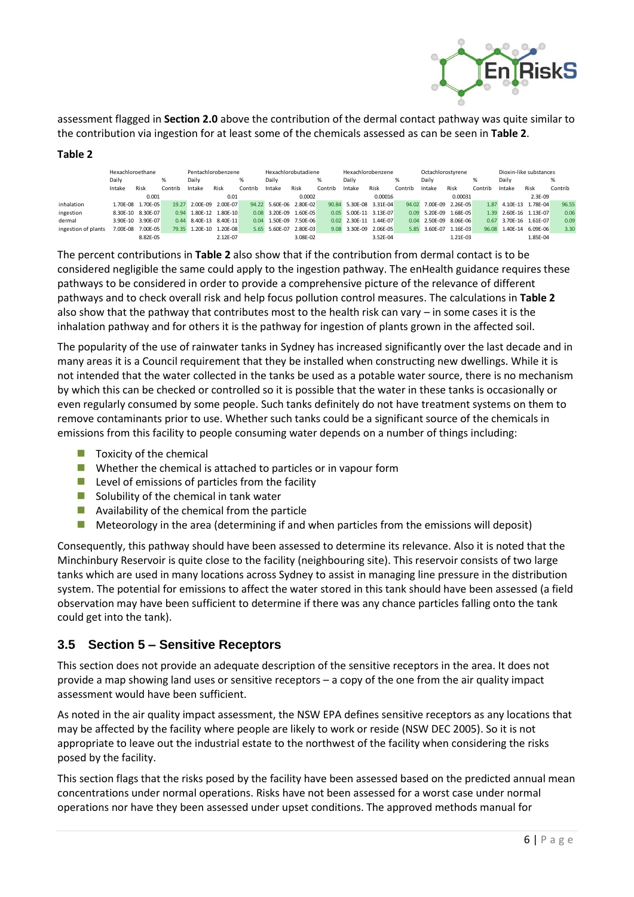assessment flagged in **Section 2.0** above the contribution of the dermal contact pathway was quite similar to the contribution via ingestion for at least some of the chemicals assessed as can be seen in **Table 2**.

**Table 2**

| | Hexachloroethane | | | Pentachlorobenzene | | | Hexachlorobutadiene | | | Hexachlorobenzene | | | Octachlorostyrene | | | Dioxin-like substances | | |
|---|---|---|---|---|---|---|---|---|---|---|---|---|---|---|---|---|---|---|
| | Daily Intake | Risk | % Contrib | Daily Intake | Risk | % Contrib | Daily Intake | Risk | % Contrib | Daily Intake | Risk | % Contrib | Daily Intake | Risk | % Contrib | Daily Intake | Risk | % Contrib |
| | | 0.001 | | | 0.01 | | | 0.0002 | | | 0.00016 | | | 0.00031 | | | 2.3E-09 | |
| inhalation | 1.70E-08 | 1.70E-05 | 19.27 | 2.00E-09 | 2.00E-07 | 94.22 | 5.60E-06 | 2.80E-02 | 90.84 | 5.30E-08 | 3.31E-04 | 94.02 | 7.00E-09 | 2.26E-05 | 1.87 | 4.10E-13 | 1.78E-04 | 96.55 |
| ingestion | 8.30E-10 | 8.30E-07 | 0.94 | 1.80E-12 | 1.80E-10 | 0.08 | 3.20E-09 | 1.60E-05 | 0.05 | 5.00E-11 | 3.13E-07 | 0.09 | 5.20E-09 | 1.68E-05 | 1.39 | 2.60E-16 | 1.13E-07 | 0.06 |
| dermal | 3.90E-10 | 3.90E-07 | 0.44 | 8.40E-13 | 8.40E-11 | 0.04 | 1.50E-09 | 7.50E-06 | 0.02 | 2.30E-11 | 1.44E-07 | 0.04 | 2.50E-09 | 8.06E-06 | 0.67 | 3.70E-16 | 1.61E-07 | 0.09 |
| ingestion of plants | 7.00E-08 | 7.00E-05 | 79.35 | 1.20E-10 | 1.20E-08 | 5.65 | 5.60E-07 | 2.80E-03 | 9.08 | 3.30E-09 | 2.06E-05 | 5.85 | 3.60E-07 | 1.16E-03 | 96.08 | 1.40E-14 | 6.09E-06 | 3.30 |
| | | 8.82E-05 | | | 2.12E-07 | | | 3.08E-02 | | | 3.52E-04 | | | 1.21E-03 | | | 1.85E-04 | |

The percent contributions in **Table 2** also show that if the contribution from dermal contact is to be considered negligible the same could apply to the ingestion pathway. The enHealth guidance requires these pathways to be considered in order to provide a comprehensive picture of the relevance of different pathways and to check overall risk and help focus pollution control measures. The calculations in **Table 2** also show that the pathway that contributes most to the health risk can vary – in some cases it is the inhalation pathway and for others it is the pathway for ingestion of plants grown in the affected soil.

The popularity of the use of rainwater tanks in Sydney has increased significantly over the last decade and in many areas it is a Council requirement that they be installed when constructing new dwellings. While it is not intended that the water collected in the tanks be used as a potable water source, there is no mechanism by which this can be checked or controlled so it is possible that the water in these tanks is occasionally or even regularly consumed by some people. Such tanks definitely do not have treatment systems on them to remove contaminants prior to use. Whether such tanks could be a significant source of the chemicals in emissions from this facility to people consuming water depends on a number of things including:

- Toxicity of the chemical
- Whether the chemical is attached to particles or in vapour form
- Level of emissions of particles from the facility
- Solubility of the chemical in tank water
- Availability of the chemical from the particle
- Meteorology in the area (determining if and when particles from the emissions will deposit)

Consequently, this pathway should have been assessed to determine its relevance. Also it is noted that the Minchinbury Reservoir is quite close to the facility (neighbouring site). This reservoir consists of two large tanks which are used in many locations across Sydney to assist in managing line pressure in the distribution system. The potential for emissions to affect the water stored in this tank should have been assessed (a field observation may have been sufficient to determine if there was any chance particles falling onto the tank could get into the tank).

## 3.5 Section 5 – Sensitive Receptors

This section does not provide an adequate description of the sensitive receptors in the area. It does not provide a map showing land uses or sensitive receptors – a copy of the one from the air quality impact assessment would have been sufficient.

As noted in the air quality impact assessment, the NSW EPA defines sensitive receptors as any locations that may be affected by the facility where people are likely to work or reside (NSW DEC 2005). So it is not appropriate to leave out the industrial estate to the northwest of the facility when considering the risks posed by the facility.

This section flags that the risks posed by the facility have been assessed based on the predicted annual mean concentrations under normal operations. Risks have not been assessed for a worst case under normal operations nor have they been assessed under upset conditions. The approved methods manual for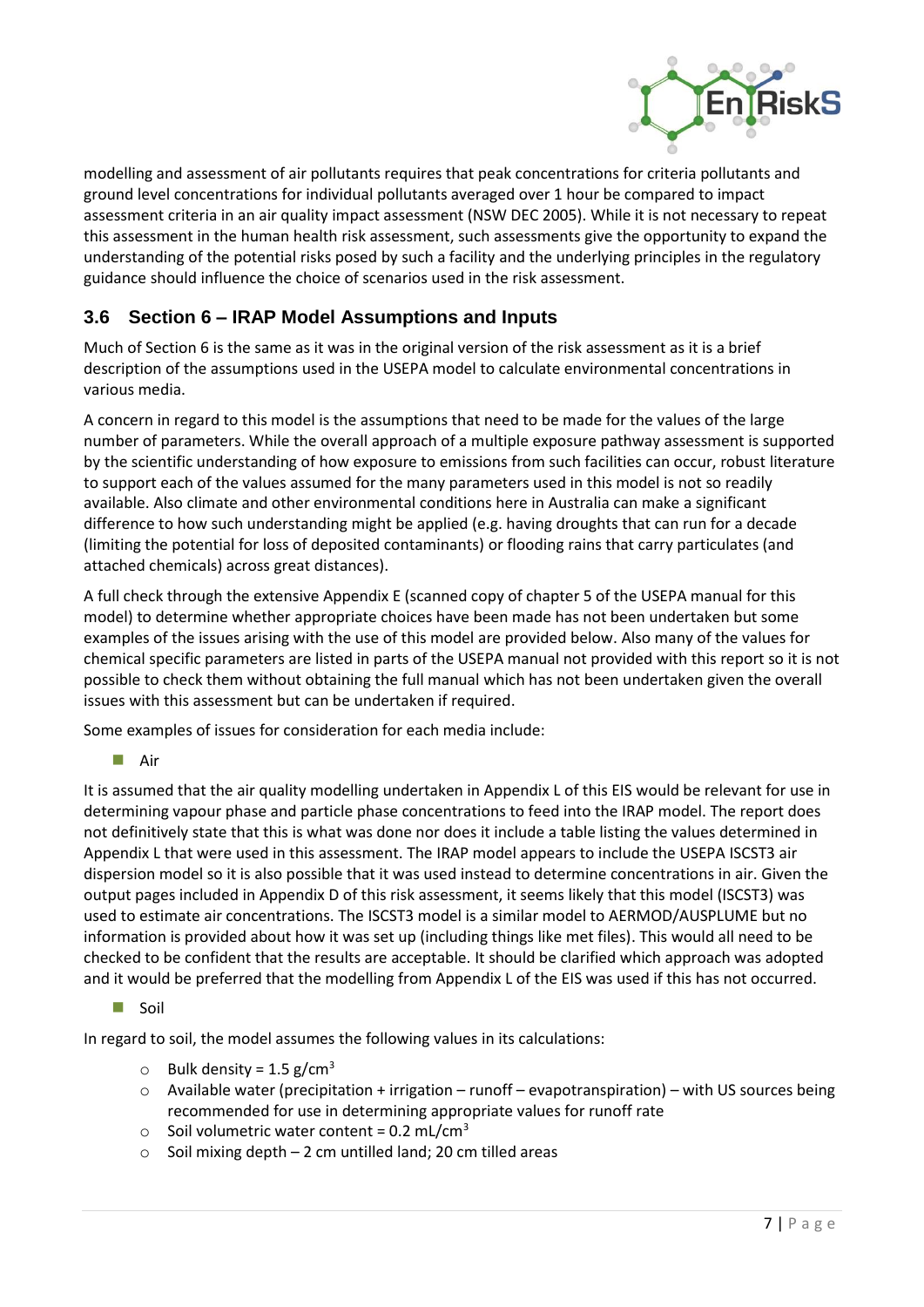modelling and assessment of air pollutants requires that peak concentrations for criteria pollutants and ground level concentrations for individual pollutants averaged over 1 hour be compared to impact assessment criteria in an air quality impact assessment (NSW DEC 2005). While it is not necessary to repeat this assessment in the human health risk assessment, such assessments give the opportunity to expand the understanding of the potential risks posed by such a facility and the underlying principles in the regulatory guidance should influence the choice of scenarios used in the risk assessment.

### 3.6 Section 6 – IRAP Model Assumptions and Inputs

Much of Section 6 is the same as it was in the original version of the risk assessment as it is a brief description of the assumptions used in the USEPA model to calculate environmental concentrations in various media.

A concern in regard to this model is the assumptions that need to be made for the values of the large number of parameters. While the overall approach of a multiple exposure pathway assessment is supported by the scientific understanding of how exposure to emissions from such facilities can occur, robust literature to support each of the values assumed for the many parameters used in this model is not so readily available. Also climate and other environmental conditions here in Australia can make a significant difference to how such understanding might be applied (e.g. having droughts that can run for a decade (limiting the potential for loss of deposited contaminants) or flooding rains that carry particulates (and attached chemicals) across great distances).

A full check through the extensive Appendix E (scanned copy of chapter 5 of the USEPA manual for this model) to determine whether appropriate choices have been made has not been undertaken but some examples of the issues arising with the use of this model are provided below. Also many of the values for chemical specific parameters are listed in parts of the USEPA manual not provided with this report so it is not possible to check them without obtaining the full manual which has not been undertaken given the overall issues with this assessment but can be undertaken if required.

Some examples of issues for consideration for each media include:

- Air

It is assumed that the air quality modelling undertaken in Appendix L of this EIS would be relevant for use in determining vapour phase and particle phase concentrations to feed into the IRAP model. The report does not definitively state that this is what was done nor does it include a table listing the values determined in Appendix L that were used in this assessment. The IRAP model appears to include the USEPA ISCST3 air dispersion model so it is also possible that it was used instead to determine concentrations in air. Given the output pages included in Appendix D of this risk assessment, it seems likely that this model (ISCST3) was used to estimate air concentrations. The ISCST3 model is a similar model to AERMOD/AUSPLUME but no information is provided about how it was set up (including things like met files). This would all need to be checked to be confident that the results are acceptable. It should be clarified which approach was adopted and it would be preferred that the modelling from Appendix L of the EIS was used if this has not occurred.

- Soil

In regard to soil, the model assumes the following values in its calculations:

  - Bulk density = 1.5 g/cm$^3$
  - Available water (precipitation + irrigation – runoff – evapotranspiration) – with US sources being recommended for use in determining appropriate values for runoff rate
  - Soil volumetric water content = 0.2 mL/cm$^3$
  - Soil mixing depth – 2 cm untilled land; 20 cm tilled areas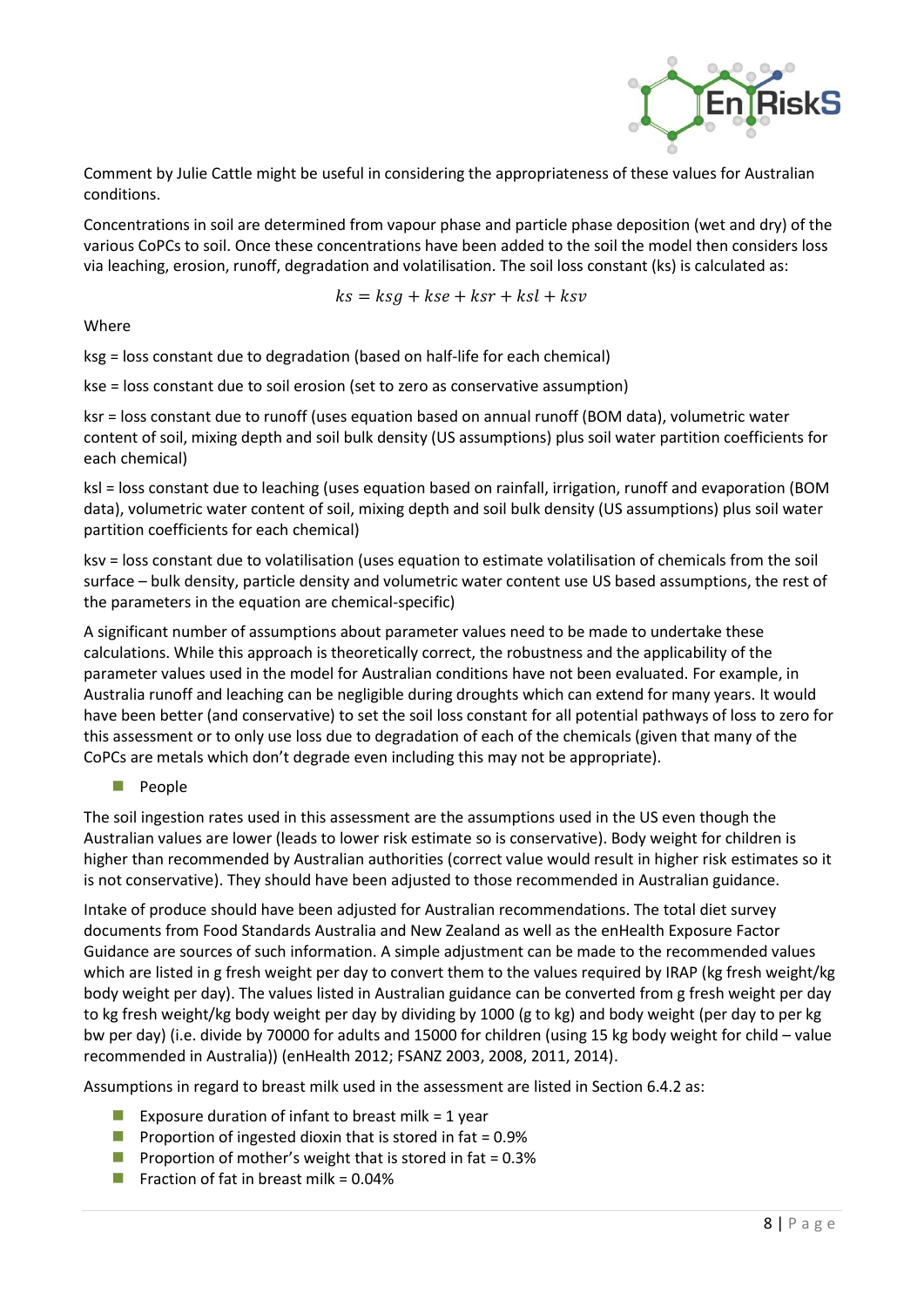Comment by Julie Cattle might be useful in considering the appropriateness of these values for Australian conditions.

Concentrations in soil are determined from vapour phase and particle phase deposition (wet and dry) of the various CoPCs to soil. Once these concentrations have been added to the soil the model then considers loss via leaching, erosion, runoff, degradation and volatilisation. The soil loss constant (ks) is calculated as:

$$ks = ksg + kse + ksr + ksl + ksv$$

Where

ksg = loss constant due to degradation (based on half-life for each chemical)

kse = loss constant due to soil erosion (set to zero as conservative assumption)

ksr = loss constant due to runoff (uses equation based on annual runoff (BOM data), volumetric water content of soil, mixing depth and soil bulk density (US assumptions) plus soil water partition coefficients for each chemical)

ksl = loss constant due to leaching (uses equation based on rainfall, irrigation, runoff and evaporation (BOM data), volumetric water content of soil, mixing depth and soil bulk density (US assumptions) plus soil water partition coefficients for each chemical)

ksv = loss constant due to volatilisation (uses equation to estimate volatilisation of chemicals from the soil surface – bulk density, particle density and volumetric water content use US based assumptions, the rest of the parameters in the equation are chemical-specific)

A significant number of assumptions about parameter values need to be made to undertake these calculations. While this approach is theoretically correct, the robustness and the applicability of the parameter values used in the model for Australian conditions have not been evaluated. For example, in Australia runoff and leaching can be negligible during droughts which can extend for many years. It would have been better (and conservative) to set the soil loss constant for all potential pathways of loss to zero for this assessment or to only use loss due to degradation of each of the chemicals (given that many of the CoPCs are metals which don't degrade even including this may not be appropriate).

- People

The soil ingestion rates used in this assessment are the assumptions used in the US even though the Australian values are lower (leads to lower risk estimate so is conservative). Body weight for children is higher than recommended by Australian authorities (correct value would result in higher risk estimates so it is not conservative). They should have been adjusted to those recommended in Australian guidance.

Intake of produce should have been adjusted for Australian recommendations. The total diet survey documents from Food Standards Australia and New Zealand as well as the enHealth Exposure Factor Guidance are sources of such information. A simple adjustment can be made to the recommended values which are listed in g fresh weight per day to convert them to the values required by IRAP (kg fresh weight/kg body weight per day). The values listed in Australian guidance can be converted from g fresh weight per day to kg fresh weight/kg body weight per day by dividing by 1000 (g to kg) and body weight (per day to per kg bw per day) (i.e. divide by 70000 for adults and 15000 for children (using 15 kg body weight for child – value recommended in Australia)) (enHealth 2012; FSANZ 2003, 2008, 2011, 2014).

Assumptions in regard to breast milk used in the assessment are listed in Section 6.4.2 as:

- Exposure duration of infant to breast milk = 1 year
- Proportion of ingested dioxin that is stored in fat = 0.9%
- Proportion of mother's weight that is stored in fat = 0.3%
- Fraction of fat in breast milk = 0.04%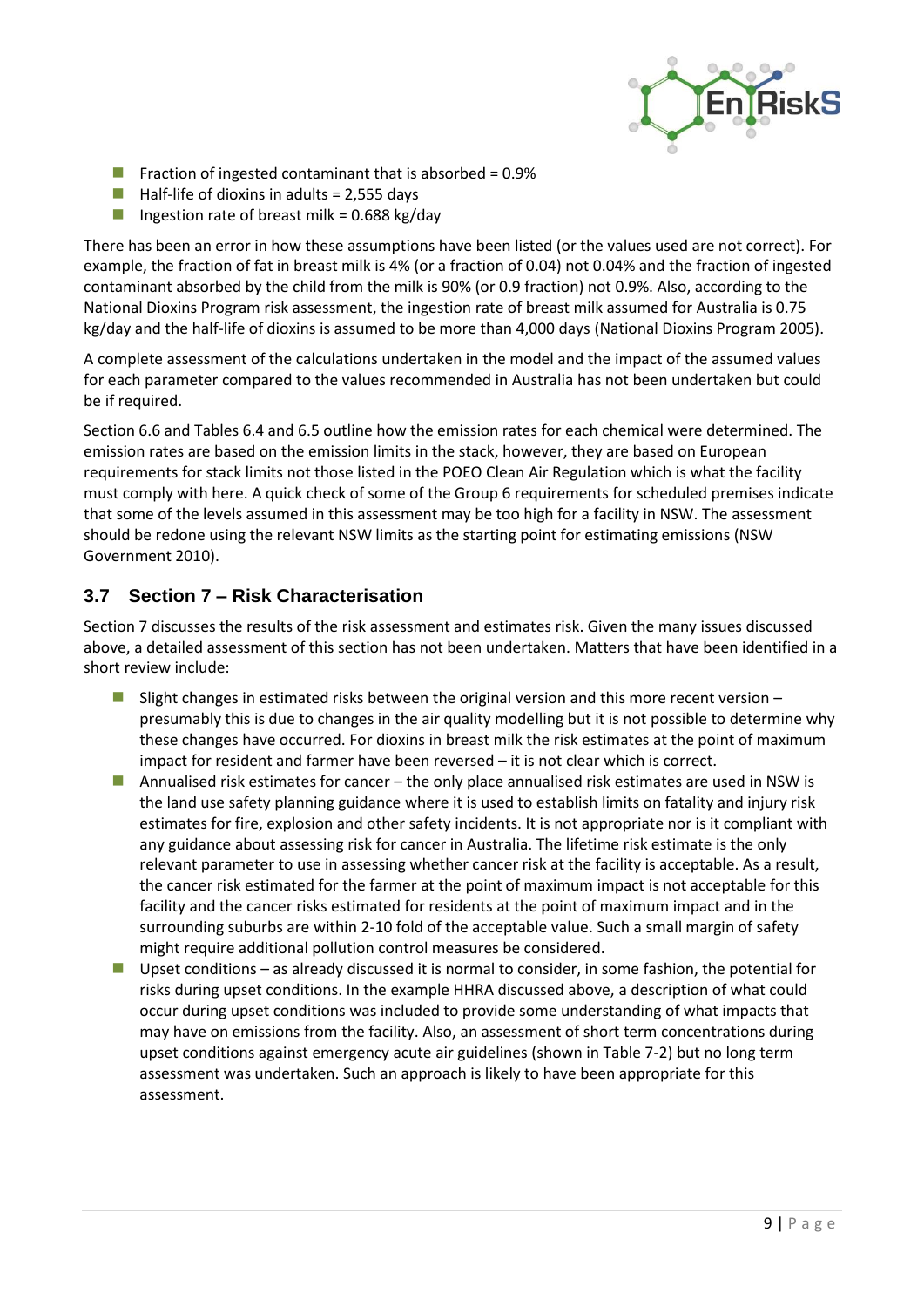- Fraction of ingested contaminant that is absorbed = 0.9%
- Half-life of dioxins in adults = 2,555 days
- Ingestion rate of breast milk = 0.688 kg/day

There has been an error in how these assumptions have been listed (or the values used are not correct). For example, the fraction of fat in breast milk is 4% (or a fraction of 0.04) not 0.04% and the fraction of ingested contaminant absorbed by the child from the milk is 90% (or 0.9 fraction) not 0.9%. Also, according to the National Dioxins Program risk assessment, the ingestion rate of breast milk assumed for Australia is 0.75 kg/day and the half-life of dioxins is assumed to be more than 4,000 days (National Dioxins Program 2005).

A complete assessment of the calculations undertaken in the model and the impact of the assumed values for each parameter compared to the values recommended in Australia has not been undertaken but could be if required.

Section 6.6 and Tables 6.4 and 6.5 outline how the emission rates for each chemical were determined. The emission rates are based on the emission limits in the stack, however, they are based on European requirements for stack limits not those listed in the POEO Clean Air Regulation which is what the facility must comply with here. A quick check of some of the Group 6 requirements for scheduled premises indicate that some of the levels assumed in this assessment may be too high for a facility in NSW. The assessment should be redone using the relevant NSW limits as the starting point for estimating emissions (NSW Government 2010).

## 3.7 Section 7 – Risk Characterisation

Section 7 discusses the results of the risk assessment and estimates risk. Given the many issues discussed above, a detailed assessment of this section has not been undertaken. Matters that have been identified in a short review include:

- Slight changes in estimated risks between the original version and this more recent version – presumably this is due to changes in the air quality modelling but it is not possible to determine why these changes have occurred. For dioxins in breast milk the risk estimates at the point of maximum impact for resident and farmer have been reversed – it is not clear which is correct.
- Annualised risk estimates for cancer – the only place annualised risk estimates are used in NSW is the land use safety planning guidance where it is used to establish limits on fatality and injury risk estimates for fire, explosion and other safety incidents. It is not appropriate nor is it compliant with any guidance about assessing risk for cancer in Australia. The lifetime risk estimate is the only relevant parameter to use in assessing whether cancer risk at the facility is acceptable. As a result, the cancer risk estimated for the farmer at the point of maximum impact is not acceptable for this facility and the cancer risks estimated for residents at the point of maximum impact and in the surrounding suburbs are within 2-10 fold of the acceptable value. Such a small margin of safety might require additional pollution control measures be considered.
- Upset conditions – as already discussed it is normal to consider, in some fashion, the potential for risks during upset conditions. In the example HHRA discussed above, a description of what could occur during upset conditions was included to provide some understanding of what impacts that may have on emissions from the facility. Also, an assessment of short term concentrations during upset conditions against emergency acute air guidelines (shown in Table 7-2) but no long term assessment was undertaken. Such an approach is likely to have been appropriate for this assessment.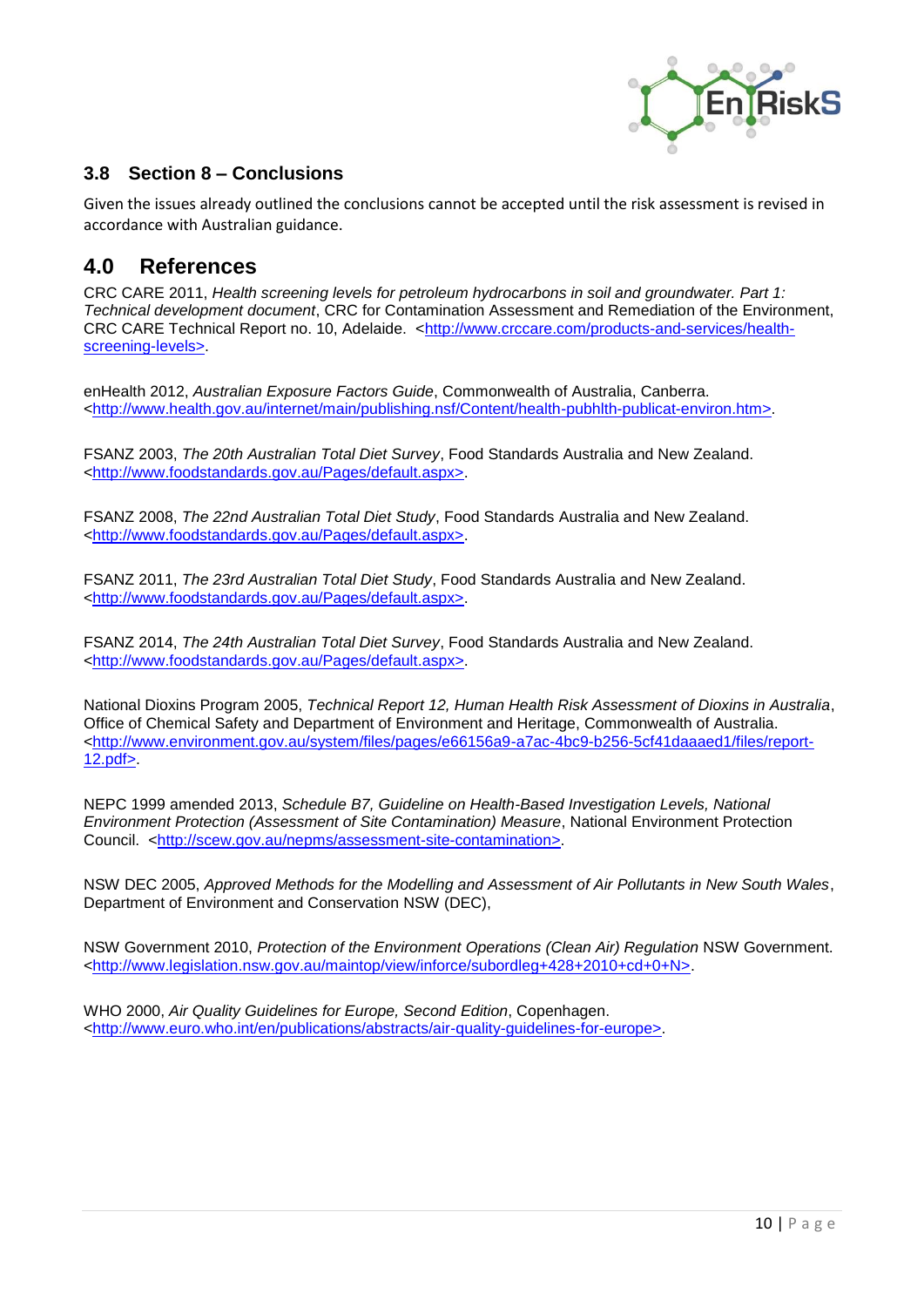## 3.8 Section 8 – Conclusions

Given the issues already outlined the conclusions cannot be accepted until the risk assessment is revised in accordance with Australian guidance.

# 4.0 References

CRC CARE 2011, *Health screening levels for petroleum hydrocarbons in soil and groundwater. Part 1: Technical development document*, CRC for Contamination Assessment and Remediation of the Environment, CRC CARE Technical Report no. 10, Adelaide. <http://www.crccare.com/products-and-services/health-screening-levels>.

enHealth 2012, *Australian Exposure Factors Guide*, Commonwealth of Australia, Canberra. <http://www.health.gov.au/internet/main/publishing.nsf/Content/health-pubhlth-publicat-environ.htm>.

FSANZ 2003, *The 20th Australian Total Diet Survey*, Food Standards Australia and New Zealand. <http://www.foodstandards.gov.au/Pages/default.aspx>.

FSANZ 2008, *The 22nd Australian Total Diet Study*, Food Standards Australia and New Zealand. <http://www.foodstandards.gov.au/Pages/default.aspx>.

FSANZ 2011, *The 23rd Australian Total Diet Study*, Food Standards Australia and New Zealand. <http://www.foodstandards.gov.au/Pages/default.aspx>.

FSANZ 2014, *The 24th Australian Total Diet Survey*, Food Standards Australia and New Zealand. <http://www.foodstandards.gov.au/Pages/default.aspx>.

National Dioxins Program 2005, *Technical Report 12, Human Health Risk Assessment of Dioxins in Australia*, Office of Chemical Safety and Department of Environment and Heritage, Commonwealth of Australia. <http://www.environment.gov.au/system/files/pages/e66156a9-a7ac-4bc9-b256-5cf41daaaed1/files/report-12.pdf>.

NEPC 1999 amended 2013, *Schedule B7, Guideline on Health-Based Investigation Levels, National Environment Protection (Assessment of Site Contamination) Measure*, National Environment Protection Council. <http://scew.gov.au/nepms/assessment-site-contamination>.

NSW DEC 2005, *Approved Methods for the Modelling and Assessment of Air Pollutants in New South Wales*, Department of Environment and Conservation NSW (DEC),

NSW Government 2010, *Protection of the Environment Operations (Clean Air) Regulation* NSW Government. <http://www.legislation.nsw.gov.au/maintop/view/inforce/subordleg+428+2010+cd+0+N>.

WHO 2000, *Air Quality Guidelines for Europe, Second Edition*, Copenhagen. <http://www.euro.who.int/en/publications/abstracts/air-quality-guidelines-for-europe>.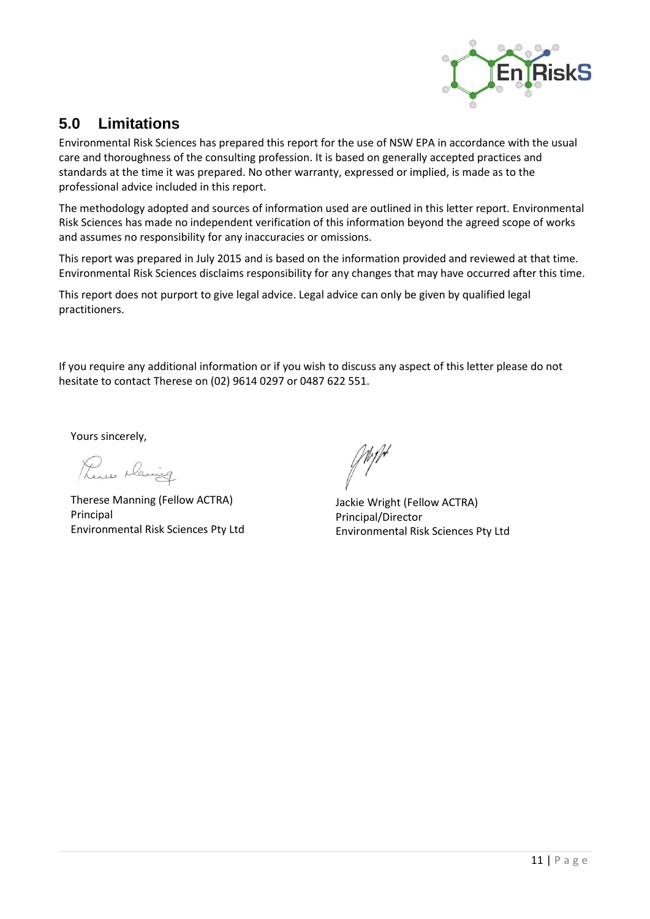## 5.0 Limitations

Environmental Risk Sciences has prepared this report for the use of NSW EPA in accordance with the usual care and thoroughness of the consulting profession. It is based on generally accepted practices and standards at the time it was prepared. No other warranty, expressed or implied, is made as to the professional advice included in this report.

The methodology adopted and sources of information used are outlined in this letter report. Environmental Risk Sciences has made no independent verification of this information beyond the agreed scope of works and assumes no responsibility for any inaccuracies or omissions.

This report was prepared in July 2015 and is based on the information provided and reviewed at that time. Environmental Risk Sciences disclaims responsibility for any changes that may have occurred after this time.

This report does not purport to give legal advice. Legal advice can only be given by qualified legal practitioners.

If you require any additional information or if you wish to discuss any aspect of this letter please do not hesitate to contact Therese on (02) 9614 0297 or 0487 622 551.

Yours sincerely,

Therese Manning (Fellow ACTRA)
Principal
Environmental Risk Sciences Pty Ltd

Jackie Wright (Fellow ACTRA)
Principal/Director
Environmental Risk Sciences Pty Ltd